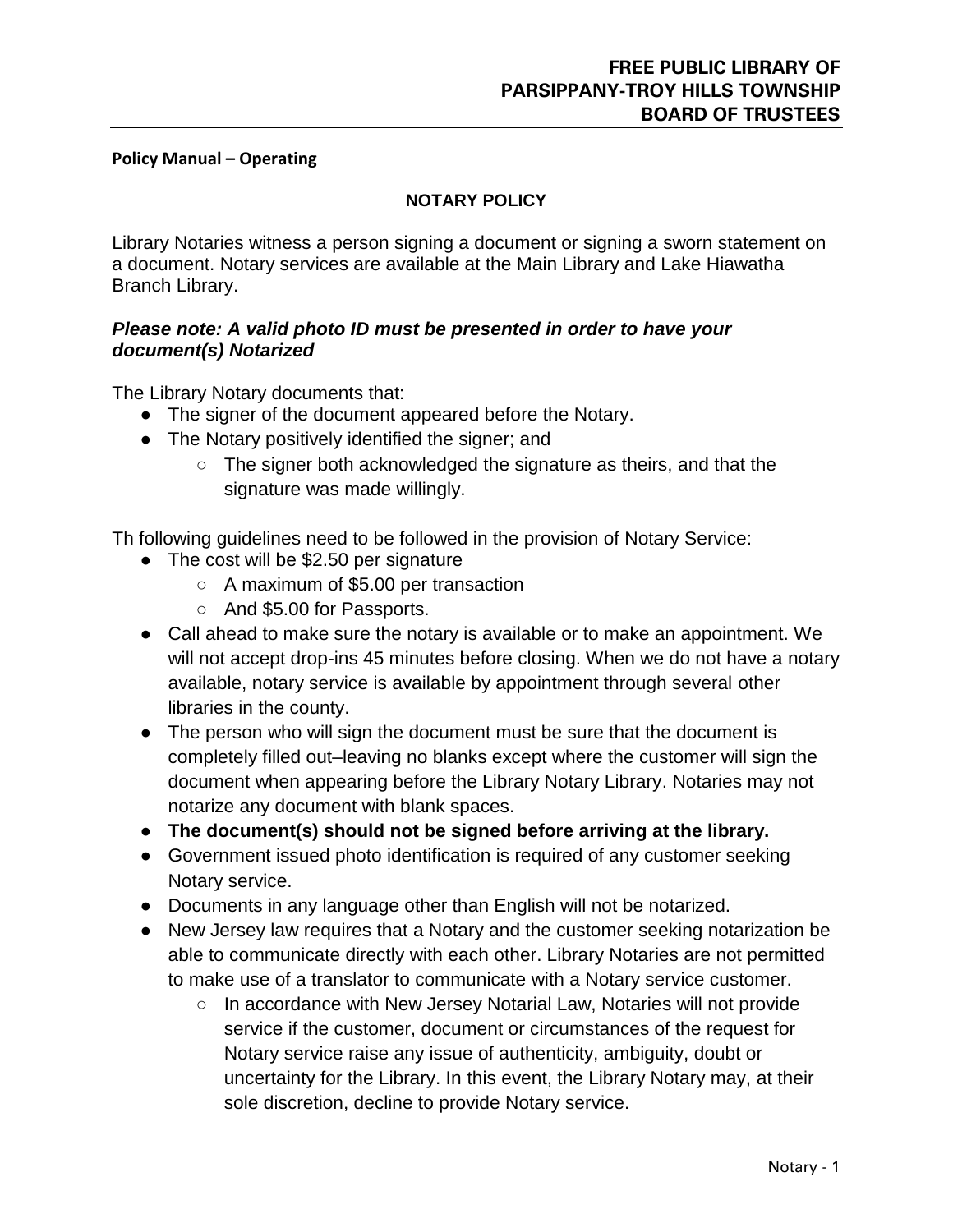**FREE PUBLIC LIBRARY OF PARSIPPANY-TROY HILLS TOWNSHIP BOARD OF TRUSTEES**

**Policy Manual – Operating**

## NOTARY POLICY

Library Notaries witness a person signing a document or signing a sworn statement on a document. Notary services are available at the Main Library and Lake Hiawatha Branch Library.

***Please note: A valid photo ID must be presented in order to have your document(s) Notarized***

The Library Notary documents that:

- The signer of the document appeared before the Notary.
- The Notary positively identified the signer; and
    - The signer both acknowledged the signature as theirs, and that the signature was made willingly.

Th following guidelines need to be followed in the provision of Notary Service:

- The cost will be $2.50 per signature
    - A maximum of $5.00 per transaction
    - And $5.00 for Passports.
- Call ahead to make sure the notary is available or to make an appointment. We will not accept drop-ins 45 minutes before closing. When we do not have a notary available, notary service is available by appointment through several other libraries in the county.
- The person who will sign the document must be sure that the document is completely filled out–leaving no blanks except where the customer will sign the document when appearing before the Library Notary Library. Notaries may not notarize any document with blank spaces.
- **The document(s) should not be signed before arriving at the library.**
- Government issued photo identification is required of any customer seeking Notary service.
- Documents in any language other than English will not be notarized.
- New Jersey law requires that a Notary and the customer seeking notarization be able to communicate directly with each other. Library Notaries are not permitted to make use of a translator to communicate with a Notary service customer.
    - In accordance with New Jersey Notarial Law, Notaries will not provide service if the customer, document or circumstances of the request for Notary service raise any issue of authenticity, ambiguity, doubt or uncertainty for the Library. In this event, the Library Notary may, at their sole discretion, decline to provide Notary service.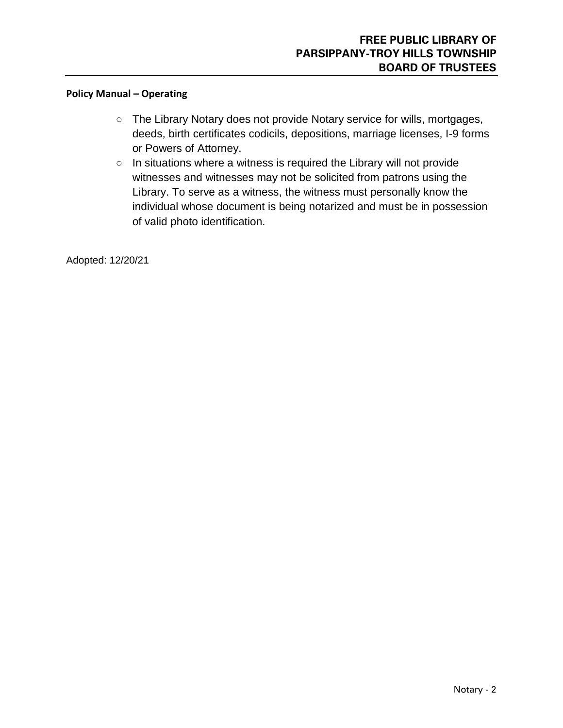- The Library Notary does not provide Notary service for wills, mortgages, deeds, birth certificates codicils, depositions, marriage licenses, I-9 forms or Powers of Attorney.
- In situations where a witness is required the Library will not provide witnesses and witnesses may not be solicited from patrons using the Library. To serve as a witness, the witness must personally know the individual whose document is being notarized and must be in possession of valid photo identification.

Adopted: 12/20/21